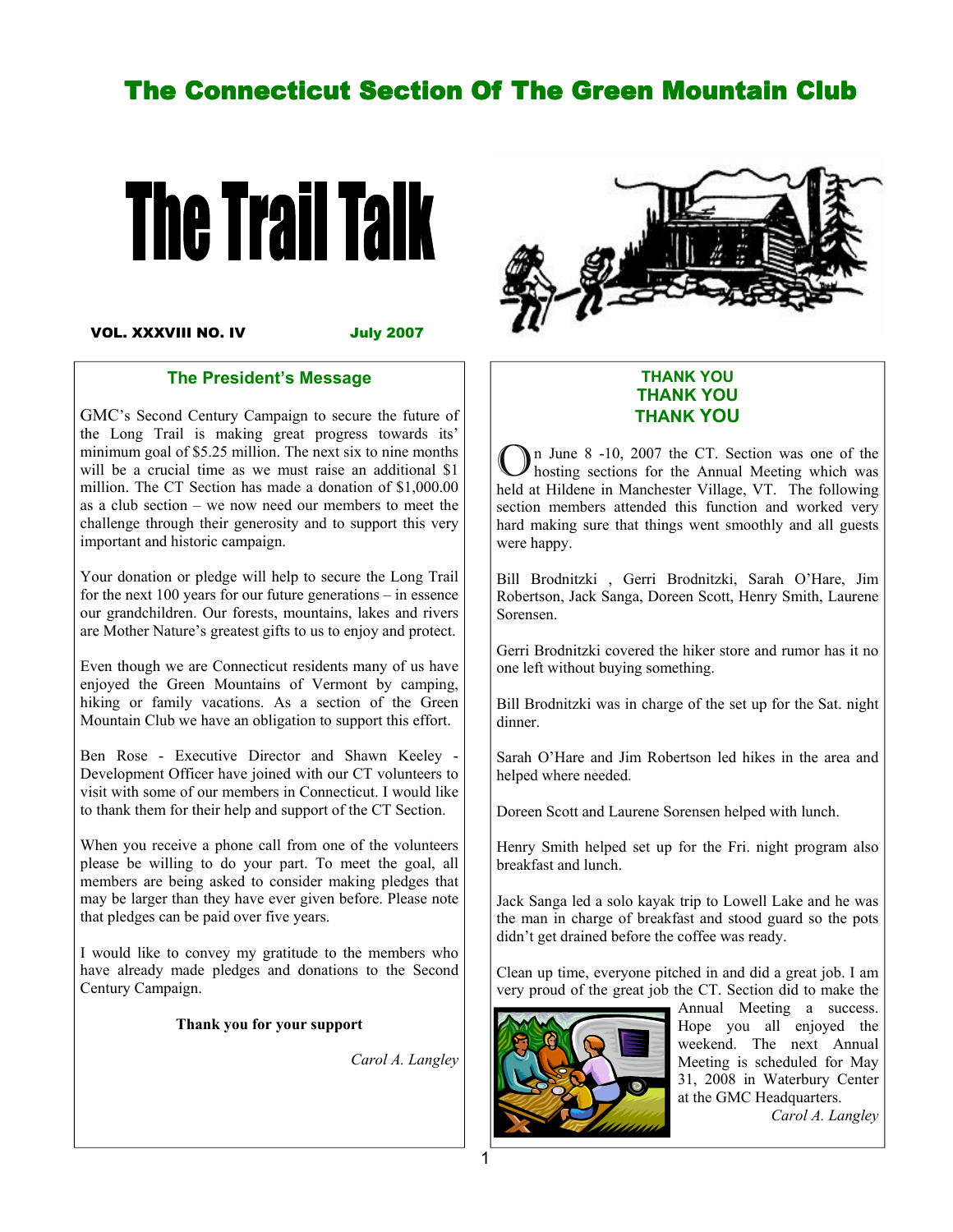# The Connecticut Section Of The Green Mountain Club

# The Trail Talk

**VOL. XXXVIII NO. IV** **July 2007**

## The President's Message

GMC's Second Century Campaign to secure the future of the Long Trail is making great progress towards its' minimum goal of $5.25 million. The next six to nine months will be a crucial time as we must raise an additional $1 million. The CT Section has made a donation of $1,000.00 as a club section – we now need our members to meet the challenge through their generosity and to support this very important and historic campaign.

Your donation or pledge will help to secure the Long Trail for the next 100 years for our future generations – in essence our grandchildren. Our forests, mountains, lakes and rivers are Mother Nature's greatest gifts to us to enjoy and protect.

Even though we are Connecticut residents many of us have enjoyed the Green Mountains of Vermont by camping, hiking or family vacations. As a section of the Green Mountain Club we have an obligation to support this effort.

Ben Rose - Executive Director and Shawn Keeley - Development Officer have joined with our CT volunteers to visit with some of our members in Connecticut. I would like to thank them for their help and support of the CT Section.

When you receive a phone call from one of the volunteers please be willing to do your part. To meet the goal, all members are being asked to consider making pledges that may be larger than they have ever given before. Please note that pledges can be paid over five years.

I would like to convey my gratitude to the members who have already made pledges and donations to the Second Century Campaign.

**Thank you for your support**

*Carol A. Langley*

## THANK YOU
## THANK YOU
## THANK YOU

On June 8 -10, 2007 the CT. Section was one of the hosting sections for the Annual Meeting which was held at Hildene in Manchester Village, VT. The following section members attended this function and worked very hard making sure that things went smoothly and all guests were happy.

Bill Brodnitzki , Gerri Brodnitzki, Sarah O'Hare, Jim Robertson, Jack Sanga, Doreen Scott, Henry Smith, Laurene Sorensen.

Gerri Brodnitzki covered the hiker store and rumor has it no one left without buying something.

Bill Brodnitzki was in charge of the set up for the Sat. night dinner.

Sarah O'Hare and Jim Robertson led hikes in the area and helped where needed.

Doreen Scott and Laurene Sorensen helped with lunch.

Henry Smith helped set up for the Fri. night program also breakfast and lunch.

Jack Sanga led a solo kayak trip to Lowell Lake and he was the man in charge of breakfast and stood guard so the pots didn't get drained before the coffee was ready.

Clean up time, everyone pitched in and did a great job. I am very proud of the great job the CT. Section did to make the Annual Meeting a success. Hope you all enjoyed the weekend. The next Annual Meeting is scheduled for May 31, 2008 in Waterbury Center at the GMC Headquarters.

*Carol A. Langley*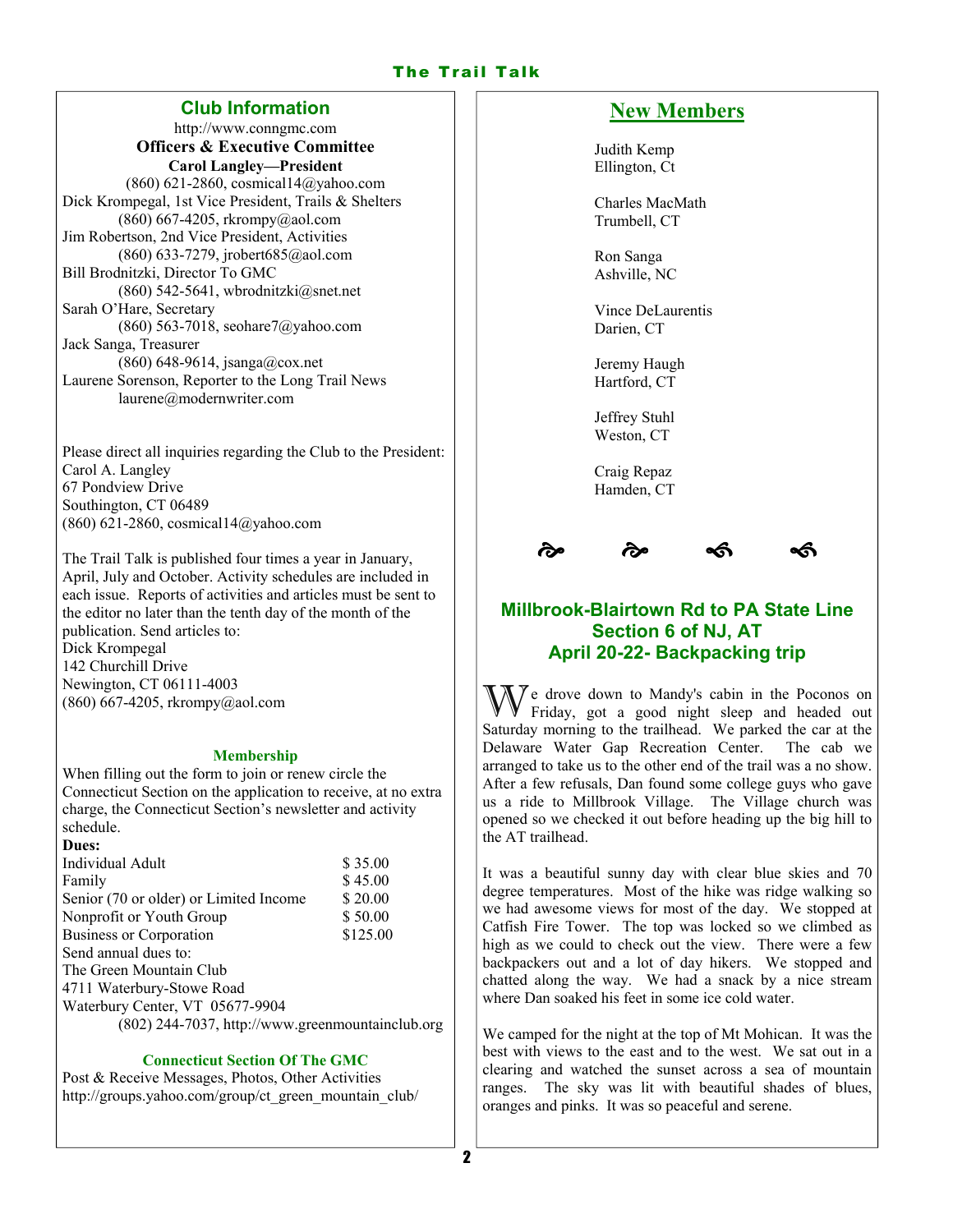## Club Information

http://www.conngmc.com

**Officers & Executive Committee**

**Carol Langley—President**
(860) 621-2860, cosmical14@yahoo.com

Dick Krompegal, 1st Vice President, Trails & Shelters
(860) 667-4205, rkrompy@aol.com

Jim Robertson, 2nd Vice President, Activities
(860) 633-7279, jrobert685@aol.com

Bill Brodnitzki, Director To GMC
(860) 542-5641, wbrodnitzki@snet.net

Sarah O'Hare, Secretary
(860) 563-7018, seohare7@yahoo.com

Jack Sanga, Treasurer
(860) 648-9614, jsanga@cox.net

Laurene Sorenson, Reporter to the Long Trail News
laurene@modernwriter.com

Please direct all inquiries regarding the Club to the President:
Carol A. Langley
67 Pondview Drive
Southington, CT 06489
(860) 621-2860, cosmical14@yahoo.com

The Trail Talk is published four times a year in January, April, July and October. Activity schedules are included in each issue. Reports of activities and articles must be sent to the editor no later than the tenth day of the month of the publication. Send articles to:
Dick Krompegal
142 Churchill Drive
Newington, CT 06111-4003
(860) 667-4205, rkrompy@aol.com

### Membership

When filling out the form to join or renew circle the Connecticut Section on the application to receive, at no extra charge, the Connecticut Section's newsletter and activity schedule.

**Dues:**

| | |
|---|---|
| Individual Adult | $ 35.00 |
| Family | $ 45.00 |
| Senior (70 or older) or Limited Income | $ 20.00 |
| Nonprofit or Youth Group | $ 50.00 |
| Business or Corporation | $125.00 |

Send annual dues to:
The Green Mountain Club
4711 Waterbury-Stowe Road
Waterbury Center, VT 05677-9904
(802) 244-7037, http://www.greenmountainclub.org

### Connecticut Section Of The GMC

Post & Receive Messages, Photos, Other Activities
http://groups.yahoo.com/group/ct_green_mountain_club/

## New Members

Judith Kemp
Ellington, Ct

Charles MacMath
Trumbell, CT

Ron Sanga
Ashville, NC

Vince DeLaurentis
Darien, CT

Jeremy Haugh
Hartford, CT

Jeffrey Stuhl
Weston, CT

Craig Repaz
Hamden, CT

## Millbrook-Blairtown Rd to PA State Line Section 6 of NJ, AT April 20-22- Backpacking trip

We drove down to Mandy's cabin in the Poconos on Friday, got a good night sleep and headed out Saturday morning to the trailhead. We parked the car at the Delaware Water Gap Recreation Center. The cab we arranged to take us to the other end of the trail was a no show. After a few refusals, Dan found some college guys who gave us a ride to Millbrook Village. The Village church was opened so we checked it out before heading up the big hill to the AT trailhead.

It was a beautiful sunny day with clear blue skies and 70 degree temperatures. Most of the hike was ridge walking so we had awesome views for most of the day. We stopped at Catfish Fire Tower. The top was locked so we climbed as high as we could to check out the view. There were a few backpackers out and a lot of day hikers. We stopped and chatted along the way. We had a snack by a nice stream where Dan soaked his feet in some ice cold water.

We camped for the night at the top of Mt Mohican. It was the best with views to the east and to the west. We sat out in a clearing and watched the sunset across a sea of mountain ranges. The sky was lit with beautiful shades of blues, oranges and pinks. It was so peaceful and serene.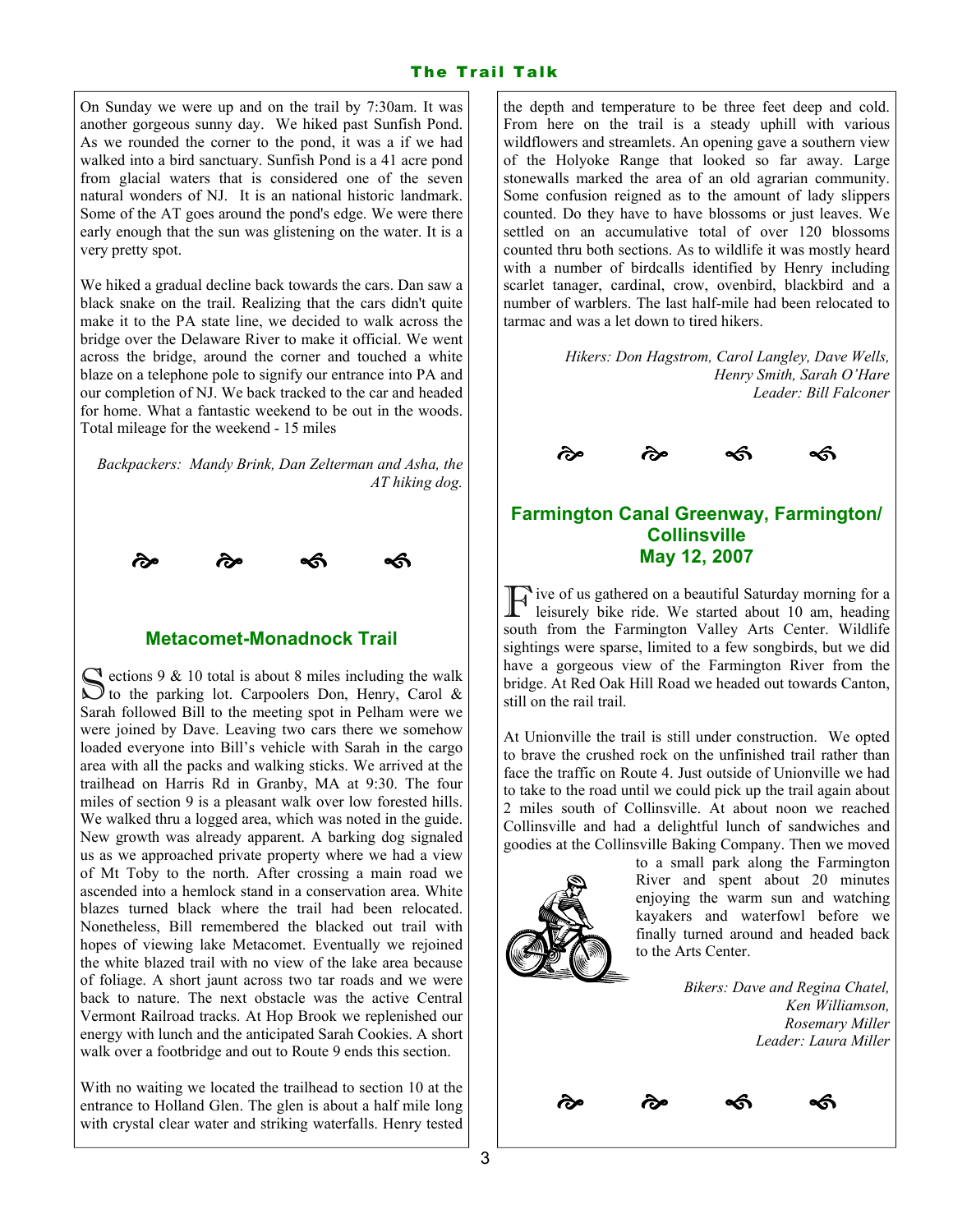On Sunday we were up and on the trail by 7:30am. It was another gorgeous sunny day. We hiked past Sunfish Pond. As we rounded the corner to the pond, it was a if we had walked into a bird sanctuary. Sunfish Pond is a 41 acre pond from glacial waters that is considered one of the seven natural wonders of NJ. It is an national historic landmark. Some of the AT goes around the pond's edge. We were there early enough that the sun was glistening on the water. It is a very pretty spot.

We hiked a gradual decline back towards the cars. Dan saw a black snake on the trail. Realizing that the cars didn't quite make it to the PA state line, we decided to walk across the bridge over the Delaware River to make it official. We went across the bridge, around the corner and touched a white blaze on a telephone pole to signify our entrance into PA and our completion of NJ. We back tracked to the car and headed for home. What a fantastic weekend to be out in the woods. Total mileage for the weekend - 15 miles

*Backpackers: Mandy Brink, Dan Zelterman and Asha, the AT hiking dog.*

## Metacomet-Monadnock Trail

Sections 9 & 10 total is about 8 miles including the walk to the parking lot. Carpoolers Don, Henry, Carol & Sarah followed Bill to the meeting spot in Pelham were we were joined by Dave. Leaving two cars there we somehow loaded everyone into Bill's vehicle with Sarah in the cargo area with all the packs and walking sticks. We arrived at the trailhead on Harris Rd in Granby, MA at 9:30. The four miles of section 9 is a pleasant walk over low forested hills. We walked thru a logged area, which was noted in the guide. New growth was already apparent. A barking dog signaled us as we approached private property where we had a view of Mt Toby to the north. After crossing a main road we ascended into a hemlock stand in a conservation area. White blazes turned black where the trail had been relocated. Nonetheless, Bill remembered the blacked out trail with hopes of viewing lake Metacomet. Eventually we rejoined the white blazed trail with no view of the lake area because of foliage. A short jaunt across two tar roads and we were back to nature. The next obstacle was the active Central Vermont Railroad tracks. At Hop Brook we replenished our energy with lunch and the anticipated Sarah Cookies. A short walk over a footbridge and out to Route 9 ends this section.

With no waiting we located the trailhead to section 10 at the entrance to Holland Glen. The glen is about a half mile long with crystal clear water and striking waterfalls. Henry tested the depth and temperature to be three feet deep and cold. From here on the trail is a steady uphill with various wildflowers and streamlets. An opening gave a southern view of the Holyoke Range that looked so far away. Large stonewalls marked the area of an old agrarian community. Some confusion reigned as to the amount of lady slippers counted. Do they have to have blossoms or just leaves. We settled on an accumulative total of over 120 blossoms counted thru both sections. As to wildlife it was mostly heard with a number of birdcalls identified by Henry including scarlet tanager, cardinal, crow, ovenbird, blackbird and a number of warblers. The last half-mile had been relocated to tarmac and was a let down to tired hikers.

*Hikers: Don Hagstrom, Carol Langley, Dave Wells, Henry Smith, Sarah O'Hare*
*Leader: Bill Falconer*

## Farmington Canal Greenway, Farmington/ Collinsville
## May 12, 2007

Five of us gathered on a beautiful Saturday morning for a leisurely bike ride. We started about 10 am, heading south from the Farmington Valley Arts Center. Wildlife sightings were sparse, limited to a few songbirds, but we did have a gorgeous view of the Farmington River from the bridge. At Red Oak Hill Road we headed out towards Canton, still on the rail trail.

At Unionville the trail is still under construction. We opted to brave the crushed rock on the unfinished trail rather than face the traffic on Route 4. Just outside of Unionville we had to take to the road until we could pick up the trail again about 2 miles south of Collinsville. At about noon we reached Collinsville and had a delightful lunch of sandwiches and goodies at the Collinsville Baking Company. Then we moved to a small park along the Farmington River and spent about 20 minutes enjoying the warm sun and watching kayakers and waterfowl before we finally turned around and headed back to the Arts Center.

*Bikers: Dave and Regina Chatel, Ken Williamson, Rosemary Miller*
*Leader: Laura Miller*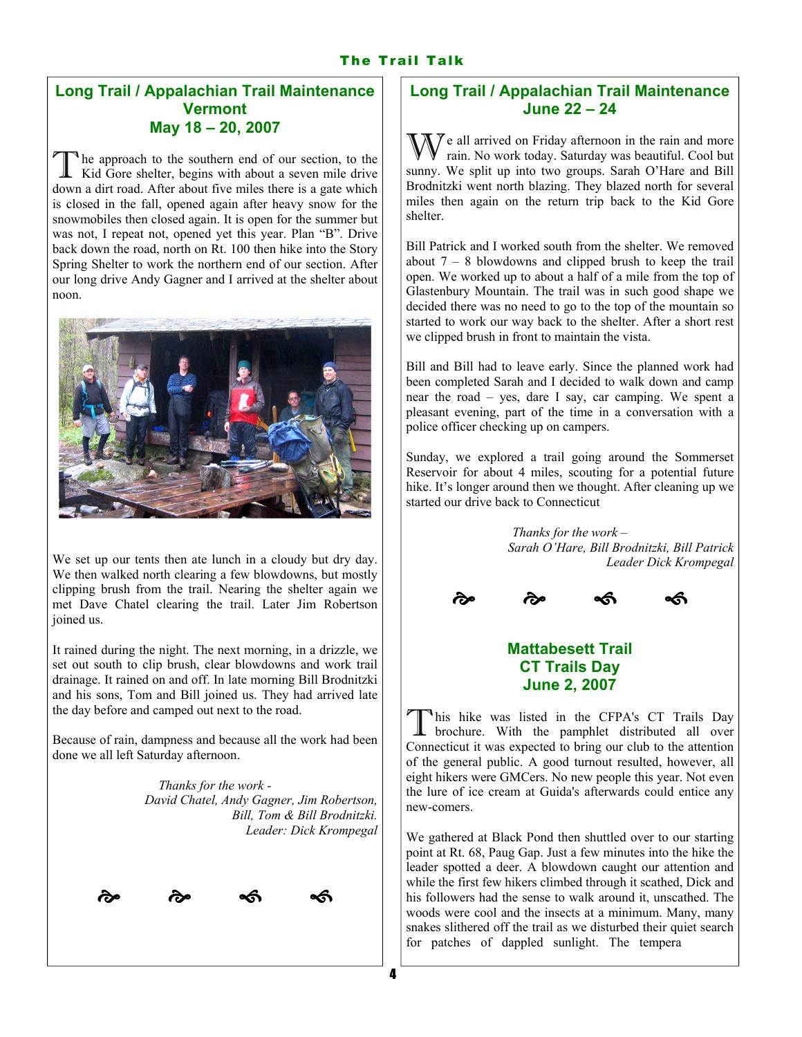## Long Trail / Appalachian Trail Maintenance Vermont May 18 – 20, 2007

The approach to the southern end of our section, to the Kid Gore shelter, begins with about a seven mile drive down a dirt road. After about five miles there is a gate which is closed in the fall, opened again after heavy snow for the snowmobiles then closed again. It is open for the summer but was not, I repeat not, opened yet this year. Plan "B". Drive back down the road, north on Rt. 100 then hike into the Story Spring Shelter to work the northern end of our section. After our long drive Andy Gagner and I arrived at the shelter about noon.

We set up our tents then ate lunch in a cloudy but dry day. We then walked north clearing a few blowdowns, but mostly clipping brush from the trail. Nearing the shelter again we met Dave Chatel clearing the trail. Later Jim Robertson joined us.

It rained during the night. The next morning, in a drizzle, we set out south to clip brush, clear blowdowns and work trail drainage. It rained on and off. In late morning Bill Brodnitzki and his sons, Tom and Bill joined us. They had arrived late the day before and camped out next to the road.

Because of rain, dampness and because all the work had been done we all left Saturday afternoon.

*Thanks for the work -*
*David Chatel, Andy Gagner, Jim Robertson, Bill, Tom & Bill Brodnitzki.*
*Leader: Dick Krompegal*

## Long Trail / Appalachian Trail Maintenance June 22 – 24

We all arrived on Friday afternoon in the rain and more rain. No work today. Saturday was beautiful. Cool but sunny. We split up into two groups. Sarah O'Hare and Bill Brodnitzki went north blazing. They blazed north for several miles then again on the return trip back to the Kid Gore shelter.

Bill Patrick and I worked south from the shelter. We removed about 7 – 8 blowdowns and clipped brush to keep the trail open. We worked up to about a half of a mile from the top of Glastenbury Mountain. The trail was in such good shape we decided there was no need to go to the top of the mountain so started to work our way back to the shelter. After a short rest we clipped brush in front to maintain the vista.

Bill and Bill had to leave early. Since the planned work had been completed Sarah and I decided to walk down and camp near the road – yes, dare I say, car camping. We spent a pleasant evening, part of the time in a conversation with a police officer checking up on campers.

Sunday, we explored a trail going around the Sommerset Reservoir for about 4 miles, scouting for a potential future hike. It's longer around then we thought. After cleaning up we started our drive back to Connecticut

*Thanks for the work –*
*Sarah O'Hare, Bill Brodnitzki, Bill Patrick*
*Leader Dick Krompegal*

## Mattabesett Trail CT Trails Day June 2, 2007

This hike was listed in the CFPA's CT Trails Day brochure. With the pamphlet distributed all over Connecticut it was expected to bring our club to the attention of the general public. A good turnout resulted, however, all eight hikers were GMCers. No new people this year. Not even the lure of ice cream at Guida's afterwards could entice any new-comers.

We gathered at Black Pond then shuttled over to our starting point at Rt. 68, Paug Gap. Just a few minutes into the hike the leader spotted a deer. A blowdown caught our attention and while the first few hikers climbed through it scathed, Dick and his followers had the sense to walk around it, unscathed. The woods were cool and the insects at a minimum. Many, many snakes slithered off the trail as we disturbed their quiet search for patches of dappled sunlight. The tempera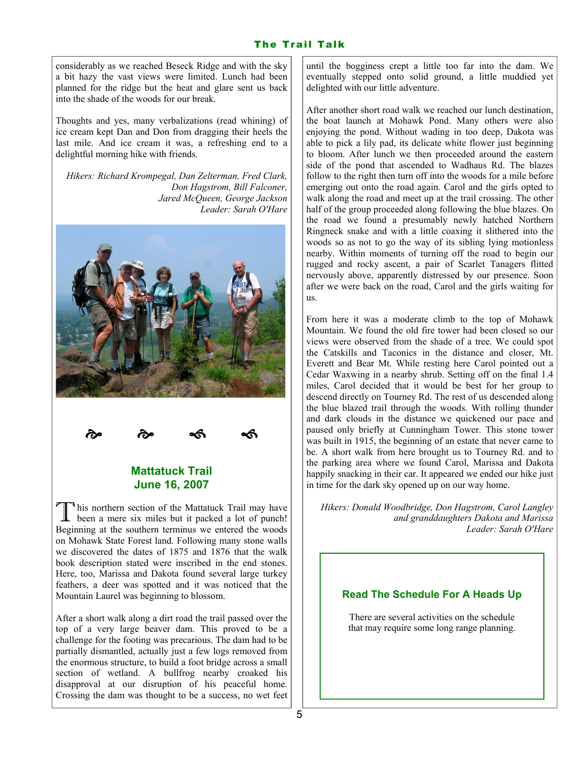considerably as we reached Beseck Ridge and with the sky a bit hazy the vast views were limited. Lunch had been planned for the ridge but the heat and glare sent us back into the shade of the woods for our break.

Thoughts and yes, many verbalizations (read whining) of ice cream kept Dan and Don from dragging their heels the last mile. And ice cream it was, a refreshing end to a delightful morning hike with friends.

*Hikers: Richard Krompegal, Dan Zelterman, Fred Clark, Don Hagstrom, Bill Falconer, Jared McQueen, George Jackson*
*Leader: Sarah O'Hare*

## Mattatuck Trail
## June 16, 2007

This northern section of the Mattatuck Trail may have been a mere six miles but it packed a lot of punch! Beginning at the southern terminus we entered the woods on Mohawk State Forest land. Following many stone walls we discovered the dates of 1875 and 1876 that the walk book description stated were inscribed in the end stones. Here, too, Marissa and Dakota found several large turkey feathers, a deer was spotted and it was noticed that the Mountain Laurel was beginning to blossom.

After a short walk along a dirt road the trail passed over the top of a very large beaver dam. This proved to be a challenge for the footing was precarious. The dam had to be partially dismantled, actually just a few logs removed from the enormous structure, to build a foot bridge across a small section of wetland. A bullfrog nearby croaked his disapproval at our disruption of his peaceful home. Crossing the dam was thought to be a success, no wet feet until the bogginess crept a little too far into the dam. We eventually stepped onto solid ground, a little muddied yet delighted with our little adventure.

After another short road walk we reached our lunch destination, the boat launch at Mohawk Pond. Many others were also enjoying the pond. Without wading in too deep, Dakota was able to pick a lily pad, its delicate white flower just beginning to bloom. After lunch we then proceeded around the eastern side of the pond that ascended to Wadhaus Rd. The blazes follow to the right then turn off into the woods for a mile before emerging out onto the road again. Carol and the girls opted to walk along the road and meet up at the trail crossing. The other half of the group proceeded along following the blue blazes. On the road we found a presumably newly hatched Northern Ringneck snake and with a little coaxing it slithered into the woods so as not to go the way of its sibling lying motionless nearby. Within moments of turning off the road to begin our rugged and rocky ascent, a pair of Scarlet Tanagers flitted nervously above, apparently distressed by our presence. Soon after we were back on the road, Carol and the girls waiting for us.

From here it was a moderate climb to the top of Mohawk Mountain. We found the old fire tower had been closed so our views were observed from the shade of a tree. We could spot the Catskills and Taconics in the distance and closer, Mt. Everett and Bear Mt. While resting here Carol pointed out a Cedar Waxwing in a nearby shrub. Setting off on the final 1.4 miles, Carol decided that it would be best for her group to descend directly on Tourney Rd. The rest of us descended along the blue blazed trail through the woods. With rolling thunder and dark clouds in the distance we quickened our pace and paused only briefly at Cunningham Tower. This stone tower was built in 1915, the beginning of an estate that never came to be. A short walk from here brought us to Tourney Rd. and to the parking area where we found Carol, Marissa and Dakota happily snacking in their car. It appeared we ended our hike just in time for the dark sky opened up on our way home.

*Hikers: Donald Woodbridge, Don Hagstrom, Carol Langley and granddaughters Dakota and Marissa*
*Leader: Sarah O'Hare*

### Read The Schedule For A Heads Up

There are several activities on the schedule that may require some long range planning.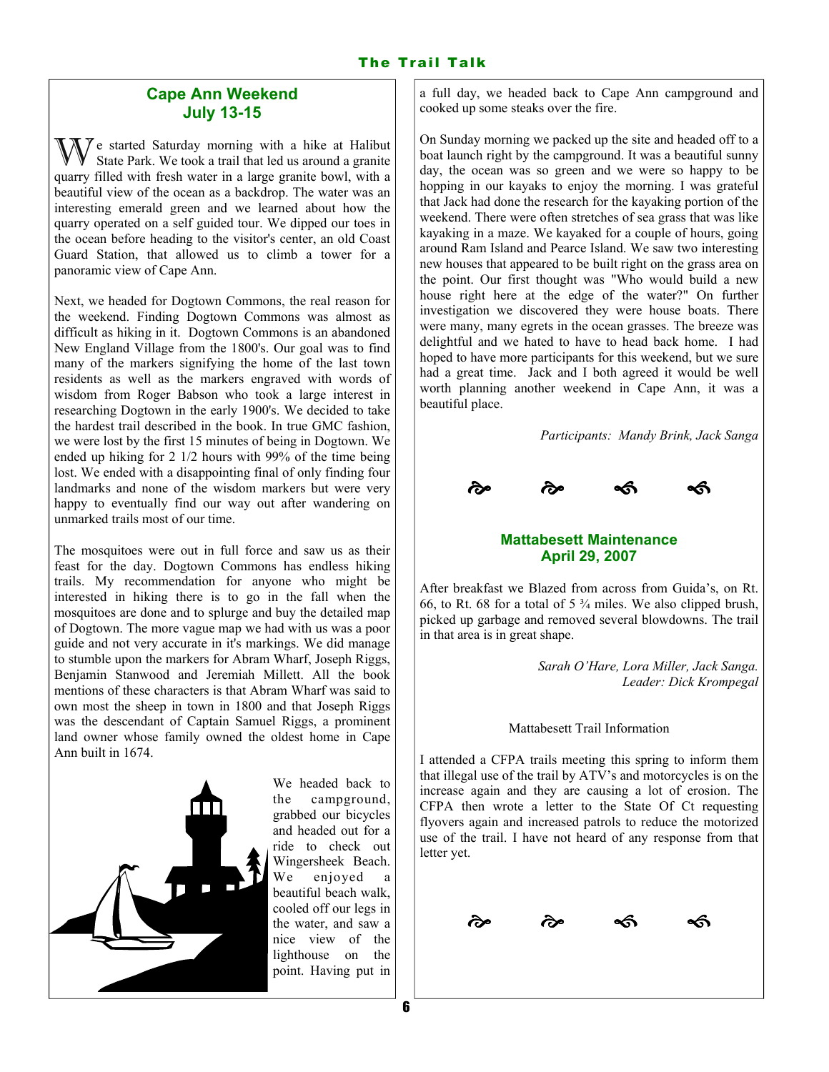## Cape Ann Weekend
## July 13-15

We started Saturday morning with a hike at Halibut State Park. We took a trail that led us around a granite quarry filled with fresh water in a large granite bowl, with a beautiful view of the ocean as a backdrop. The water was an interesting emerald green and we learned about how the quarry operated on a self guided tour. We dipped our toes in the ocean before heading to the visitor's center, an old Coast Guard Station, that allowed us to climb a tower for a panoramic view of Cape Ann.

Next, we headed for Dogtown Commons, the real reason for the weekend. Finding Dogtown Commons was almost as difficult as hiking in it. Dogtown Commons is an abandoned New England Village from the 1800's. Our goal was to find many of the markers signifying the home of the last town residents as well as the markers engraved with words of wisdom from Roger Babson who took a large interest in researching Dogtown in the early 1900's. We decided to take the hardest trail described in the book. In true GMC fashion, we were lost by the first 15 minutes of being in Dogtown. We ended up hiking for 2 1/2 hours with 99% of the time being lost. We ended with a disappointing final of only finding four landmarks and none of the wisdom markers but were very happy to eventually find our way out after wandering on unmarked trails most of our time.

The mosquitoes were out in full force and saw us as their feast for the day. Dogtown Commons has endless hiking trails. My recommendation for anyone who might be interested in hiking there is to go in the fall when the mosquitoes are done and to splurge and buy the detailed map of Dogtown. The more vague map we had with us was a poor guide and not very accurate in it's markings. We did manage to stumble upon the markers for Abram Wharf, Joseph Riggs, Benjamin Stanwood and Jeremiah Millett. All the book mentions of these characters is that Abram Wharf was said to own most the sheep in town in 1800 and that Joseph Riggs was the descendant of Captain Samuel Riggs, a prominent land owner whose family owned the oldest home in Cape Ann built in 1674.

We headed back to the campground, grabbed our bicycles and headed out for a ride to check out Wingersheek Beach. We enjoyed a beautiful beach walk, cooled off our legs in the water, and saw a nice view of the lighthouse on the point. Having put in a full day, we headed back to Cape Ann campground and cooked up some steaks over the fire.

On Sunday morning we packed up the site and headed off to a boat launch right by the campground. It was a beautiful sunny day, the ocean was so green and we were so happy to be hopping in our kayaks to enjoy the morning. I was grateful that Jack had done the research for the kayaking portion of the weekend. There were often stretches of sea grass that was like kayaking in a maze. We kayaked for a couple of hours, going around Ram Island and Pearce Island. We saw two interesting new houses that appeared to be built right on the grass area on the point. Our first thought was "Who would build a new house right here at the edge of the water?" On further investigation we discovered they were house boats. There were many, many egrets in the ocean grasses. The breeze was delightful and we hated to have to head back home. I had hoped to have more participants for this weekend, but we sure had a great time. Jack and I both agreed it would be well worth planning another weekend in Cape Ann, it was a beautiful place.

*Participants: Mandy Brink, Jack Sanga*

## Mattabesett Maintenance
## April 29, 2007

After breakfast we Blazed from across from Guida's, on Rt. 66, to Rt. 68 for a total of 5 ¾ miles. We also clipped brush, picked up garbage and removed several blowdowns. The trail in that area is in great shape.

*Sarah O'Hare, Lora Miller, Jack Sanga.*
*Leader: Dick Krompegal*

Mattabesett Trail Information

I attended a CFPA trails meeting this spring to inform them that illegal use of the trail by ATV's and motorcycles is on the increase again and they are causing a lot of erosion. The CFPA then wrote a letter to the State Of Ct requesting flyovers again and increased patrols to reduce the motorized use of the trail. I have not heard of any response from that letter yet.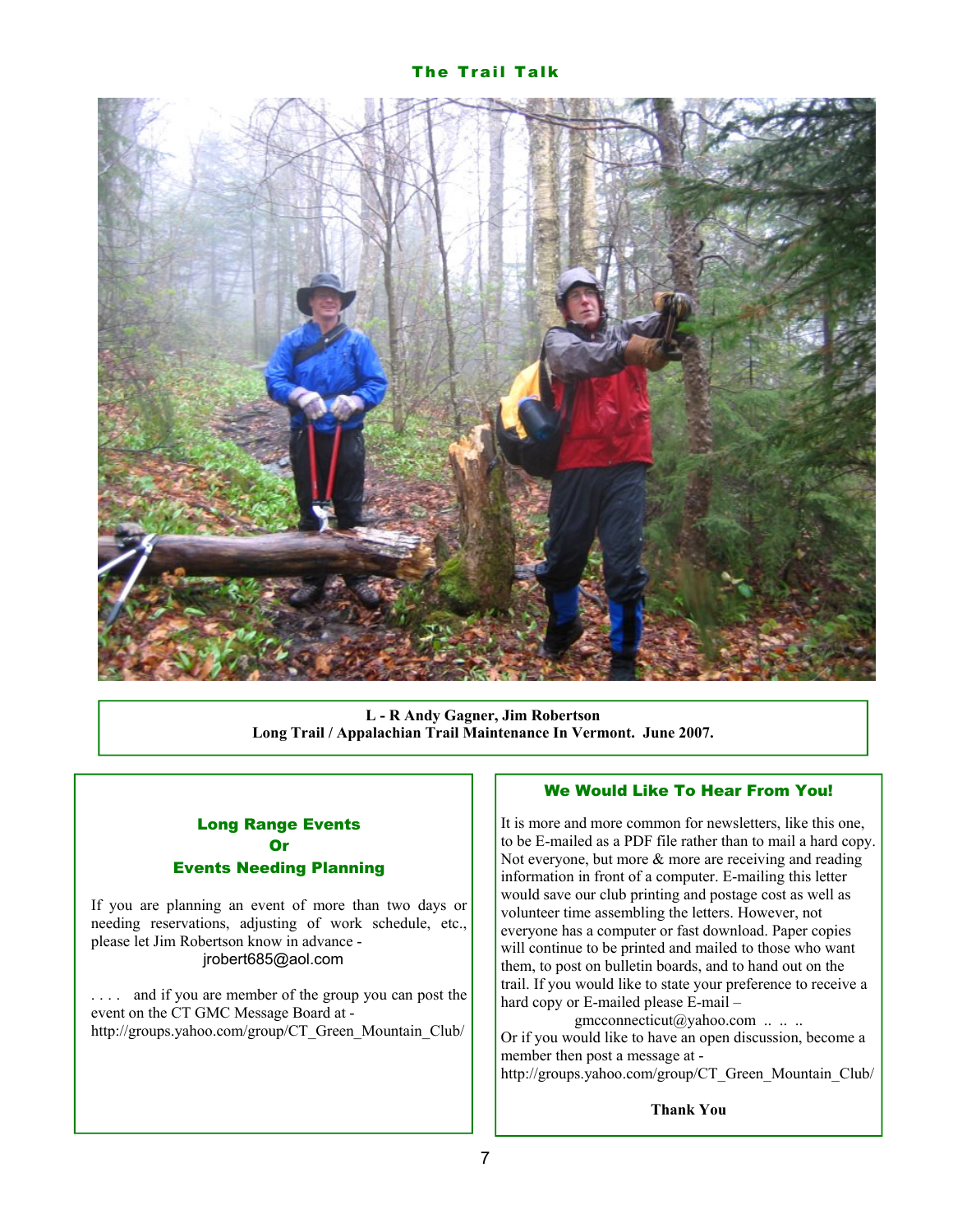L - R Andy Gagner, Jim Robertson
Long Trail / Appalachian Trail Maintenance In Vermont. June 2007.

## Long Range Events Or Events Needing Planning

If you are planning an event of more than two days or needing reservations, adjusting of work schedule, etc., please let Jim Robertson know in advance - jrobert685@aol.com

. . . . and if you are member of the group you can post the event on the CT GMC Message Board at - http://groups.yahoo.com/group/CT_Green_Mountain_Club/

## We Would Like To Hear From You!

It is more and more common for newsletters, like this one, to be E-mailed as a PDF file rather than to mail a hard copy. Not everyone, but more & more are receiving and reading information in front of a computer. E-mailing this letter would save our club printing and postage cost as well as volunteer time assembling the letters. However, not everyone has a computer or fast download. Paper copies will continue to be printed and mailed to those who want them, to post on bulletin boards, and to hand out on the trail. If you would like to state your preference to receive a hard copy or E-mailed please E-mail – gmcconnecticut@yahoo.com .. .. ..
Or if you would like to have an open discussion, become a member then post a message at - http://groups.yahoo.com/group/CT_Green_Mountain_Club/

**Thank You**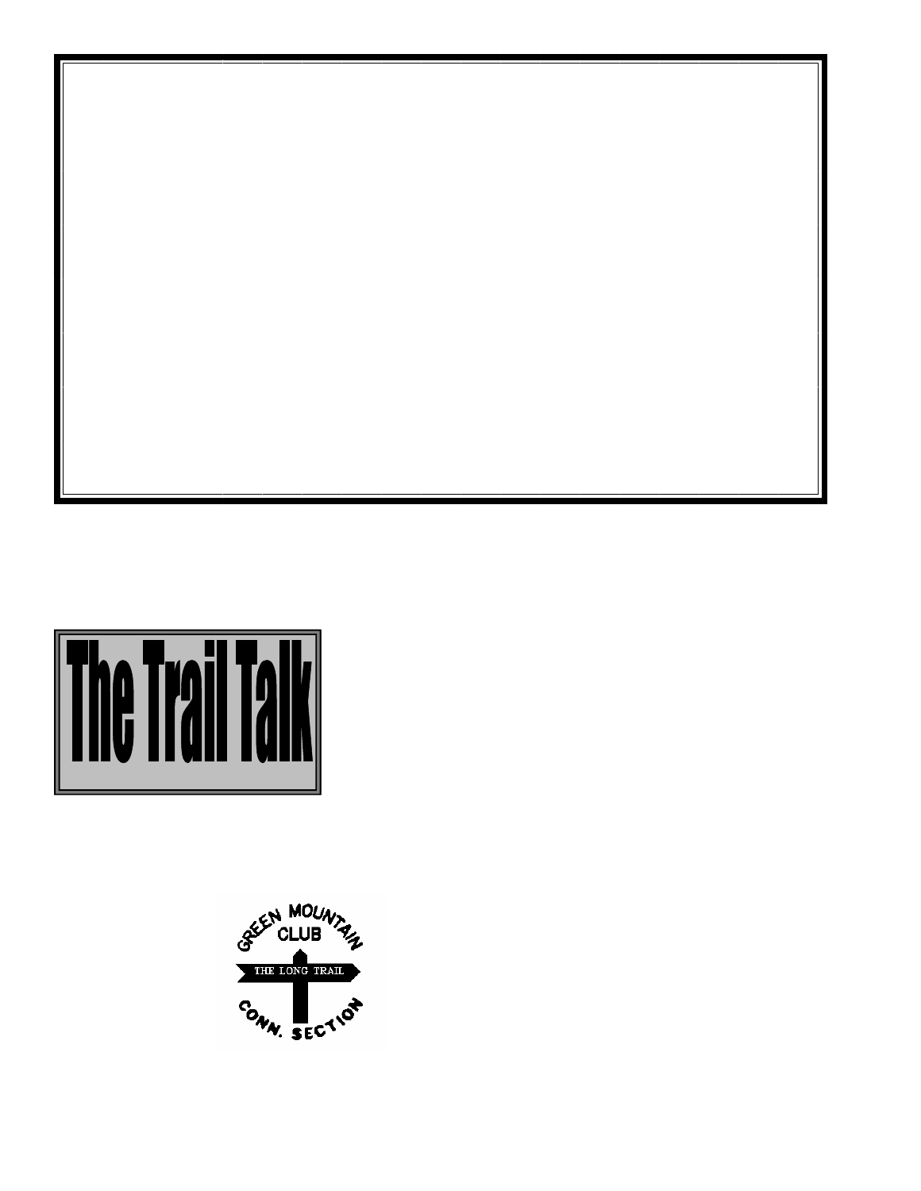# The Trail Talk

GREEN MOUNTAIN CLUB

THE LONG TRAIL

CONN. SECTION